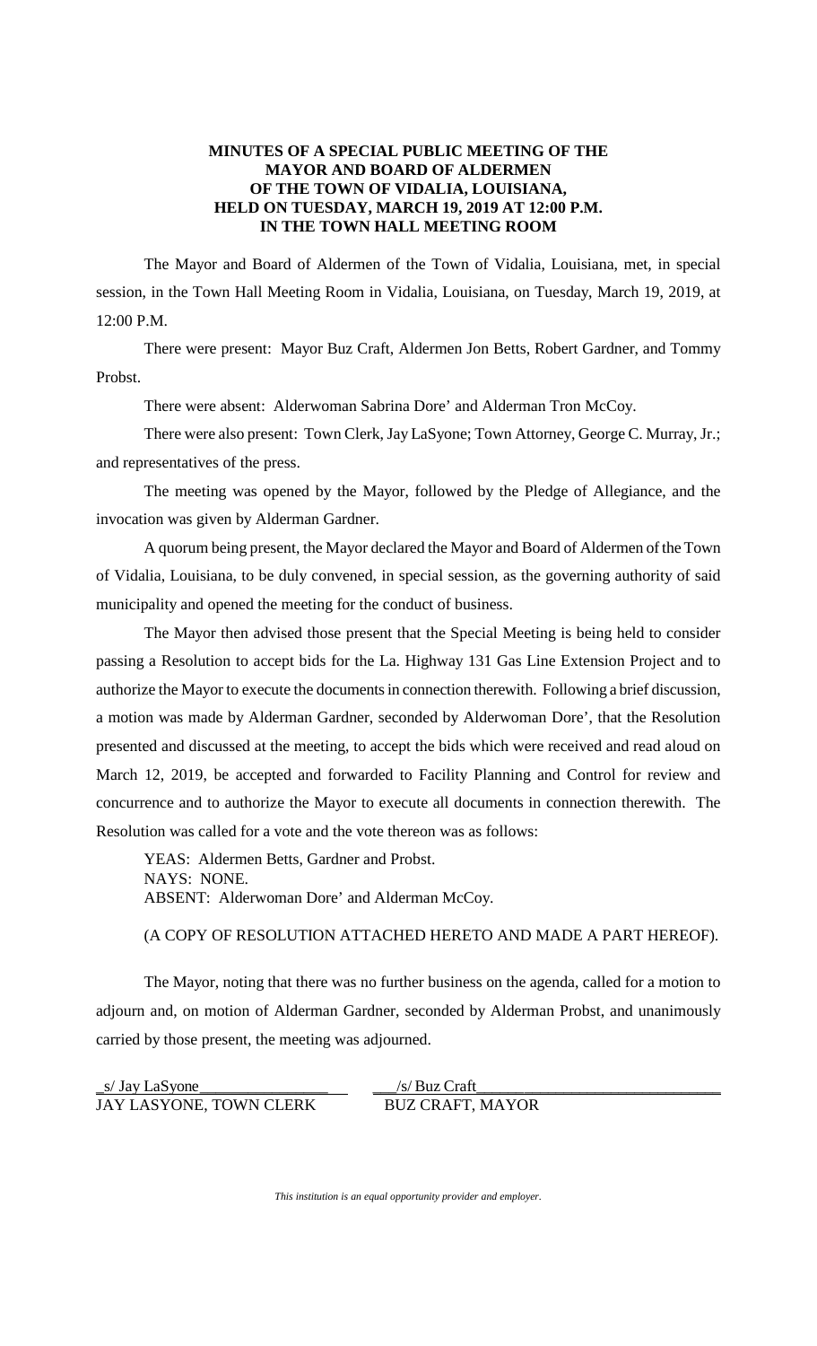**MINUTES OF A SPECIAL PUBLIC MEETING OF THE MAYOR AND BOARD OF ALDERMEN OF THE TOWN OF VIDALIA, LOUISIANA, HELD ON TUESDAY, MARCH 19, 2019 AT 12:00 P.M. IN THE TOWN HALL MEETING ROOM**

The Mayor and Board of Aldermen of the Town of Vidalia, Louisiana, met, in special session, in the Town Hall Meeting Room in Vidalia, Louisiana, on Tuesday, March 19, 2019, at 12:00 P.M.

There were present: Mayor Buz Craft, Aldermen Jon Betts, Robert Gardner, and Tommy Probst.

There were absent: Alderwoman Sabrina Dore' and Alderman Tron McCoy.

There were also present: Town Clerk, Jay LaSyone; Town Attorney, George C. Murray, Jr.; and representatives of the press.

The meeting was opened by the Mayor, followed by the Pledge of Allegiance, and the invocation was given by Alderman Gardner.

A quorum being present, the Mayor declared the Mayor and Board of Aldermen of the Town of Vidalia, Louisiana, to be duly convened, in special session, as the governing authority of said municipality and opened the meeting for the conduct of business.

The Mayor then advised those present that the Special Meeting is being held to consider passing a Resolution to accept bids for the La. Highway 131 Gas Line Extension Project and to authorize the Mayor to execute the documents in connection therewith. Following a brief discussion, a motion was made by Alderman Gardner, seconded by Alderwoman Dore', that the Resolution presented and discussed at the meeting, to accept the bids which were received and read aloud on March 12, 2019, be accepted and forwarded to Facility Planning and Control for review and concurrence and to authorize the Mayor to execute all documents in connection therewith. The Resolution was called for a vote and the vote thereon was as follows:

YEAS: Aldermen Betts, Gardner and Probst.
NAYS: NONE.
ABSENT: Alderwoman Dore' and Alderman McCoy.

(A COPY OF RESOLUTION ATTACHED HERETO AND MADE A PART HEREOF).

The Mayor, noting that there was no further business on the agenda, called for a motion to adjourn and, on motion of Alderman Gardner, seconded by Alderman Probst, and unanimously carried by those present, the meeting was adjourned.

_s/ Jay LaSyone_ &nbsp;&nbsp;&nbsp;&nbsp; /s/ Buz Craft

JAY LASYONE, TOWN CLERK &nbsp;&nbsp;&nbsp;&nbsp; BUZ CRAFT, MAYOR

*This institution is an equal opportunity provider and employer.*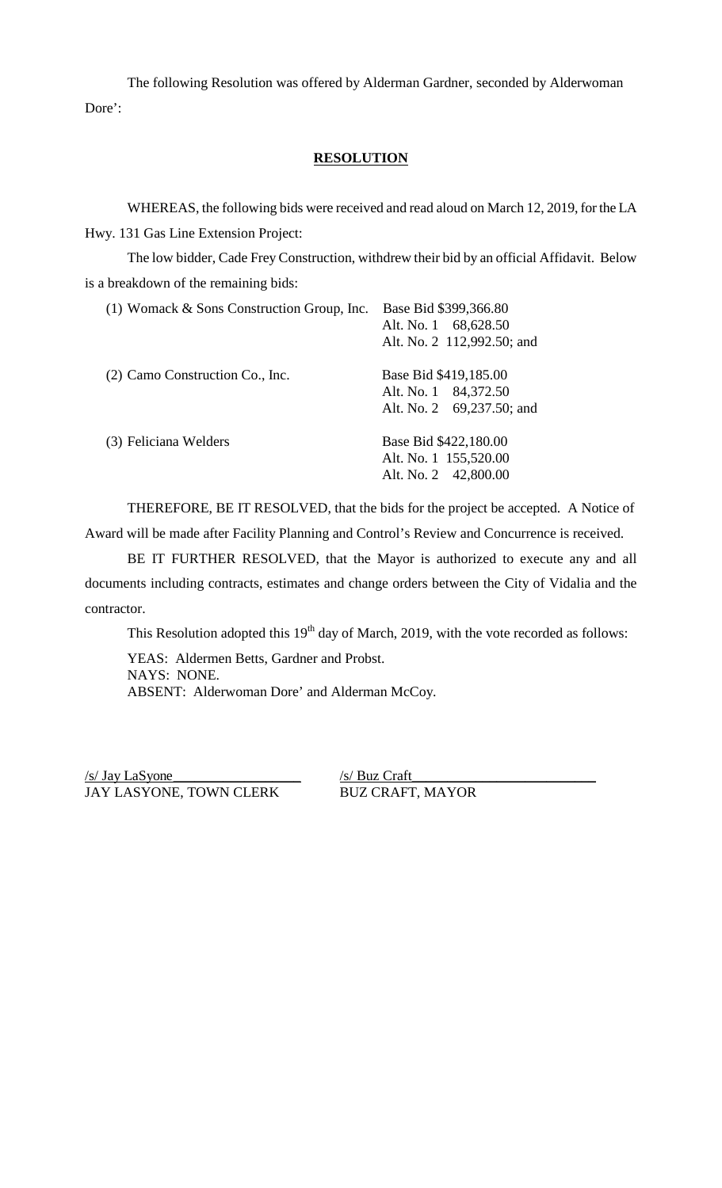The following Resolution was offered by Alderman Gardner, seconded by Alderwoman Dore':

**RESOLUTION**

WHEREAS, the following bids were received and read aloud on March 12, 2019, for the LA Hwy. 131 Gas Line Extension Project:

The low bidder, Cade Frey Construction, withdrew their bid by an official Affidavit. Below is a breakdown of the remaining bids:

| | |
|---|---|
| (1) Womack & Sons Construction Group, Inc. | Base Bid $399,366.80<br>Alt. No. 1 68,628.50<br>Alt. No. 2 112,992.50; and |
| (2) Camo Construction Co., Inc. | Base Bid $419,185.00<br>Alt. No. 1 84,372.50<br>Alt. No. 2 69,237.50; and |
| (3) Feliciana Welders | Base Bid $422,180.00<br>Alt. No. 1 155,520.00<br>Alt. No. 2 42,800.00 |

THEREFORE, BE IT RESOLVED, that the bids for the project be accepted. A Notice of Award will be made after Facility Planning and Control's Review and Concurrence is received.

BE IT FURTHER RESOLVED, that the Mayor is authorized to execute any and all documents including contracts, estimates and change orders between the City of Vidalia and the contractor.

This Resolution adopted this 19th day of March, 2019, with the vote recorded as follows:

YEAS: Aldermen Betts, Gardner and Probst.
NAYS: NONE.
ABSENT: Alderwoman Dore' and Alderman McCoy.

/s/ Jay LaSyone
JAY LASYONE, TOWN CLERK

/s/ Buz Craft
BUZ CRAFT, MAYOR